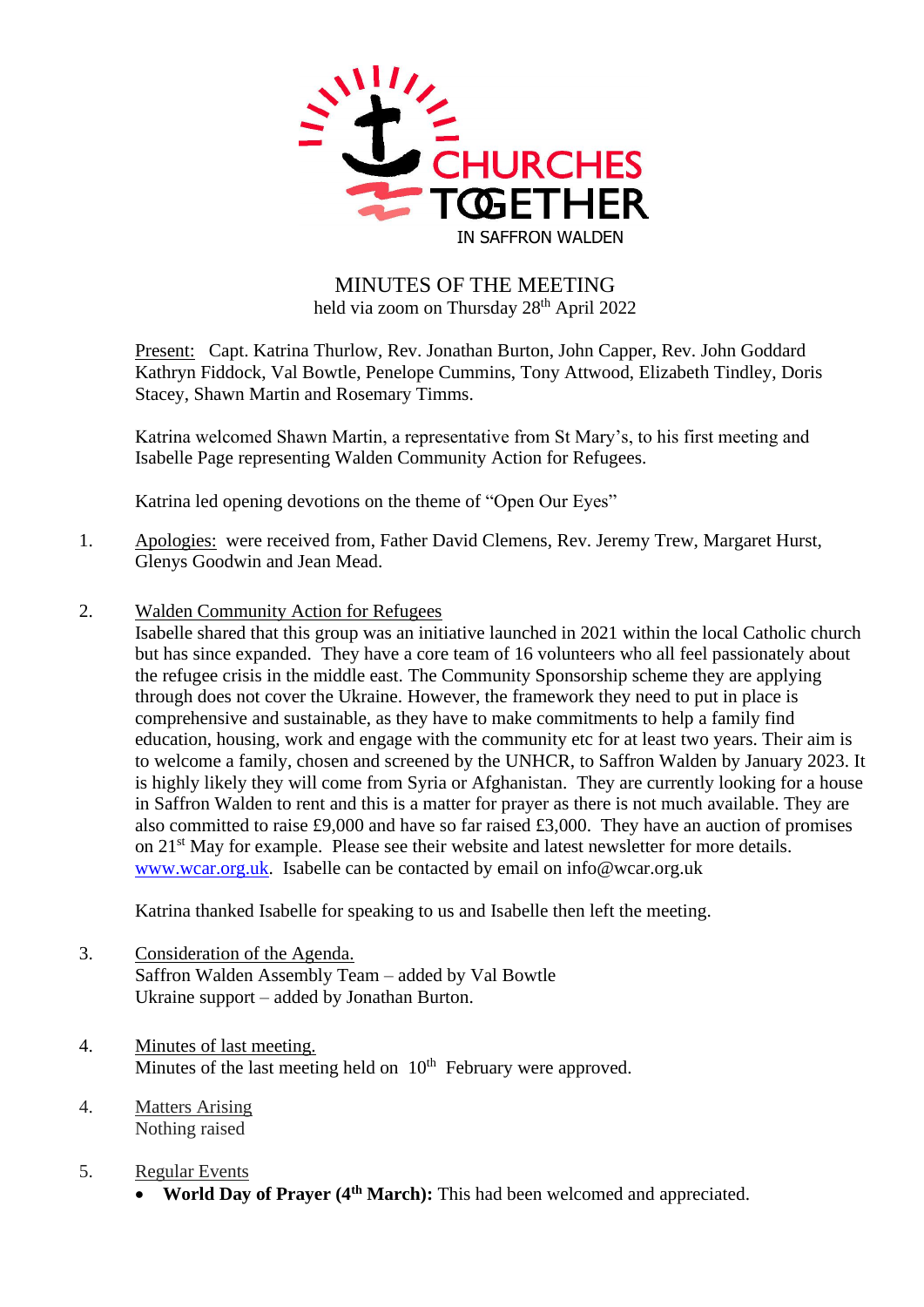CHURCHES TOGETHER

IN SAFFRON WALDEN

# MINUTES OF THE MEETING

held via zoom on Thursday 28th April 2022

Present: Capt. Katrina Thurlow, Rev. Jonathan Burton, John Capper, Rev. John Goddard Kathryn Fiddock, Val Bowtle, Penelope Cummins, Tony Attwood, Elizabeth Tindley, Doris Stacey, Shawn Martin and Rosemary Timms.

Katrina welcomed Shawn Martin, a representative from St Mary's, to his first meeting and Isabelle Page representing Walden Community Action for Refugees.

Katrina led opening devotions on the theme of "Open Our Eyes"

1. Apologies: were received from, Father David Clemens, Rev. Jeremy Trew, Margaret Hurst, Glenys Goodwin and Jean Mead.

2. Walden Community Action for Refugees
   Isabelle shared that this group was an initiative launched in 2021 within the local Catholic church but has since expanded. They have a core team of 16 volunteers who all feel passionately about the refugee crisis in the middle east. The Community Sponsorship scheme they are applying through does not cover the Ukraine. However, the framework they need to put in place is comprehensive and sustainable, as they have to make commitments to help a family find education, housing, work and engage with the community etc for at least two years. Their aim is to welcome a family, chosen and screened by the UNHCR, to Saffron Walden by January 2023. It is highly likely they will come from Syria or Afghanistan. They are currently looking for a house in Saffron Walden to rent and this is a matter for prayer as there is not much available. They are also committed to raise £9,000 and have so far raised £3,000. They have an auction of promises on 21st May for example. Please see their website and latest newsletter for more details. www.wcar.org.uk. Isabelle can be contacted by email on info@wcar.org.uk

   Katrina thanked Isabelle for speaking to us and Isabelle then left the meeting.

3. Consideration of the Agenda.
   Saffron Walden Assembly Team – added by Val Bowtle
   Ukraine support – added by Jonathan Burton.

4. Minutes of last meeting.
   Minutes of the last meeting held on 10th February were approved.

4. Matters Arising
   Nothing raised

5. Regular Events
   - **World Day of Prayer (4th March):** This had been welcomed and appreciated.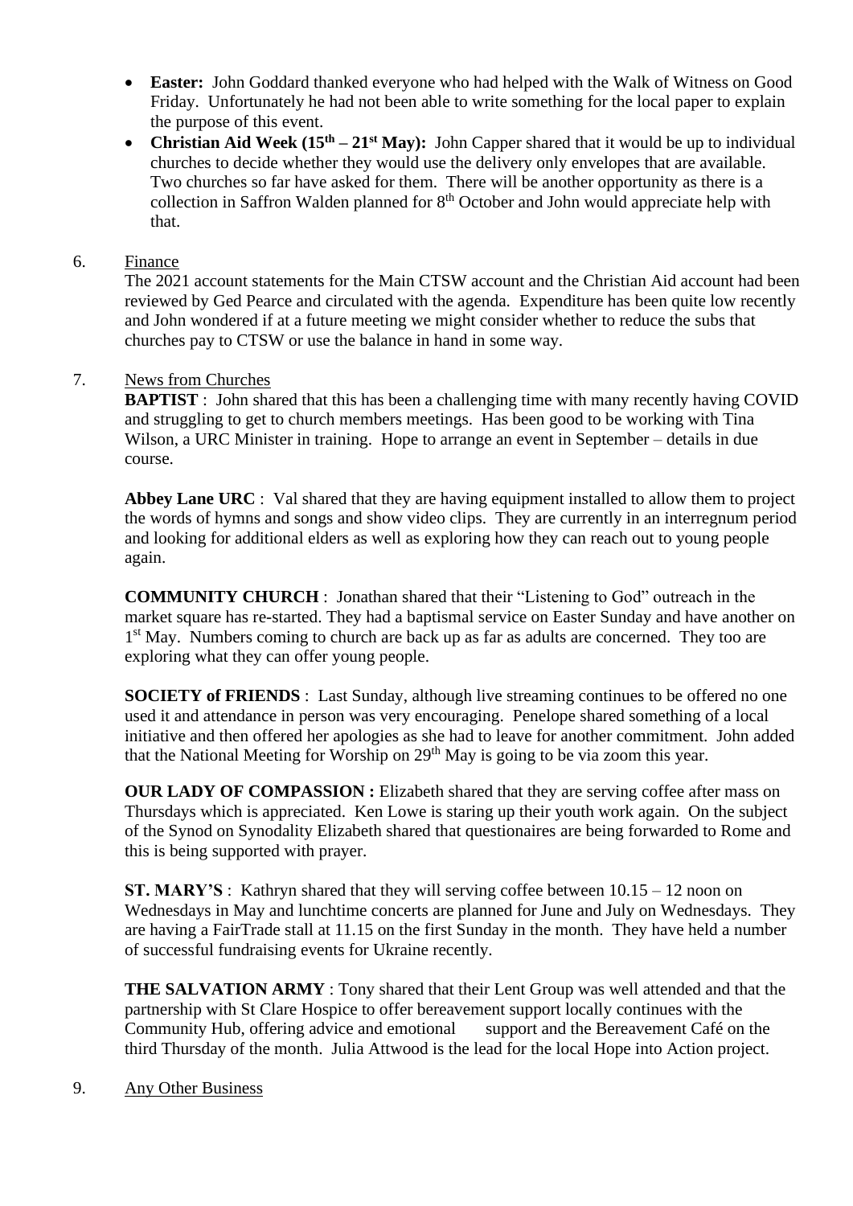- **Easter:** John Goddard thanked everyone who had helped with the Walk of Witness on Good Friday. Unfortunately he had not been able to write something for the local paper to explain the purpose of this event.
- **Christian Aid Week (15th – 21st May):** John Capper shared that it would be up to individual churches to decide whether they would use the delivery only envelopes that are available. Two churches so far have asked for them. There will be another opportunity as there is a collection in Saffron Walden planned for 8th October and John would appreciate help with that.

6. Finance

The 2021 account statements for the Main CTSW account and the Christian Aid account had been reviewed by Ged Pearce and circulated with the agenda. Expenditure has been quite low recently and John wondered if at a future meeting we might consider whether to reduce the subs that churches pay to CTSW or use the balance in hand in some way.

7. News from Churches

**BAPTIST** : John shared that this has been a challenging time with many recently having COVID and struggling to get to church members meetings. Has been good to be working with Tina Wilson, a URC Minister in training. Hope to arrange an event in September – details in due course.

**Abbey Lane URC** : Val shared that they are having equipment installed to allow them to project the words of hymns and songs and show video clips. They are currently in an interregnum period and looking for additional elders as well as exploring how they can reach out to young people again.

**COMMUNITY CHURCH** : Jonathan shared that their "Listening to God" outreach in the market square has re-started. They had a baptismal service on Easter Sunday and have another on 1st May. Numbers coming to church are back up as far as adults are concerned. They too are exploring what they can offer young people.

**SOCIETY of FRIENDS** : Last Sunday, although live streaming continues to be offered no one used it and attendance in person was very encouraging. Penelope shared something of a local initiative and then offered her apologies as she had to leave for another commitment. John added that the National Meeting for Worship on 29th May is going to be via zoom this year.

**OUR LADY OF COMPASSION :** Elizabeth shared that they are serving coffee after mass on Thursdays which is appreciated. Ken Lowe is staring up their youth work again. On the subject of the Synod on Synodality Elizabeth shared that questionaires are being forwarded to Rome and this is being supported with prayer.

**ST. MARY'S** : Kathryn shared that they will serving coffee between 10.15 – 12 noon on Wednesdays in May and lunchtime concerts are planned for June and July on Wednesdays. They are having a FairTrade stall at 11.15 on the first Sunday in the month. They have held a number of successful fundraising events for Ukraine recently.

**THE SALVATION ARMY** : Tony shared that their Lent Group was well attended and that the partnership with St Clare Hospice to offer bereavement support locally continues with the Community Hub, offering advice and emotional support and the Bereavement Café on the third Thursday of the month. Julia Attwood is the lead for the local Hope into Action project.

9. Any Other Business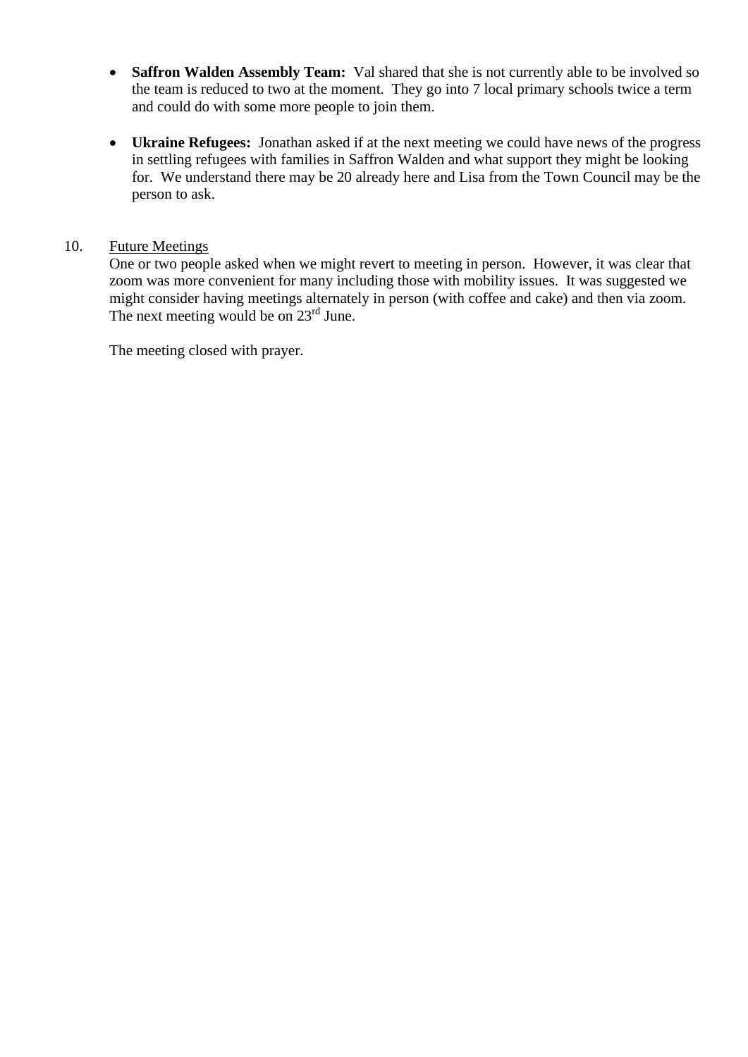- **Saffron Walden Assembly Team:** Val shared that she is not currently able to be involved so the team is reduced to two at the moment. They go into 7 local primary schools twice a term and could do with some more people to join them.

- **Ukraine Refugees:** Jonathan asked if at the next meeting we could have news of the progress in settling refugees with families in Saffron Walden and what support they might be looking for. We understand there may be 20 already here and Lisa from the Town Council may be the person to ask.

10. Future Meetings

One or two people asked when we might revert to meeting in person. However, it was clear that zoom was more convenient for many including those with mobility issues. It was suggested we might consider having meetings alternately in person (with coffee and cake) and then via zoom. The next meeting would be on 23rd June.

The meeting closed with prayer.